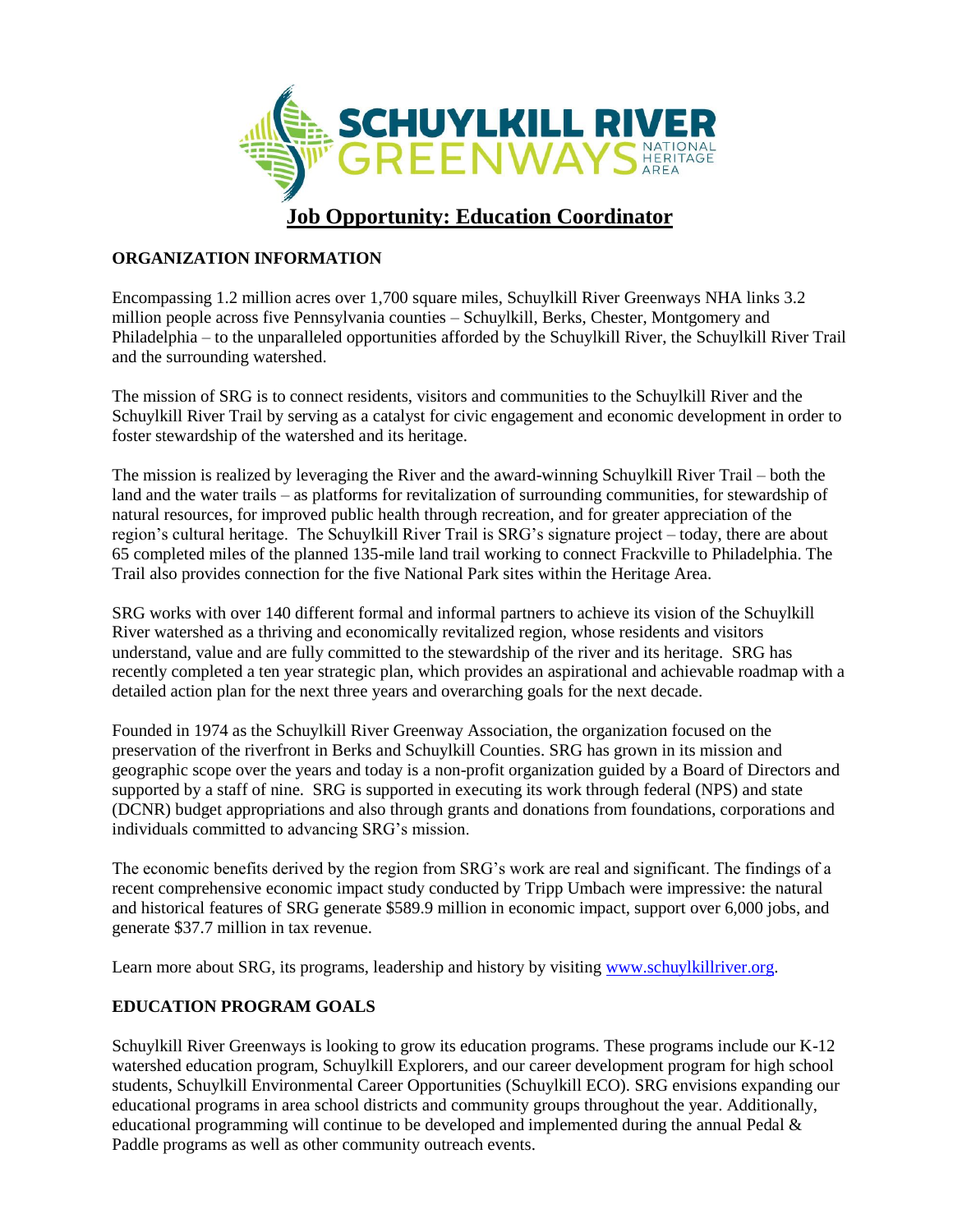SCHUYLKILL RIVER GREENWAYS NATIONAL HERITAGE AREA

# Job Opportunity: Education Coordinator

## ORGANIZATION INFORMATION

Encompassing 1.2 million acres over 1,700 square miles, Schuylkill River Greenways NHA links 3.2 million people across five Pennsylvania counties – Schuylkill, Berks, Chester, Montgomery and Philadelphia – to the unparalleled opportunities afforded by the Schuylkill River, the Schuylkill River Trail and the surrounding watershed.

The mission of SRG is to connect residents, visitors and communities to the Schuylkill River and the Schuylkill River Trail by serving as a catalyst for civic engagement and economic development in order to foster stewardship of the watershed and its heritage.

The mission is realized by leveraging the River and the award-winning Schuylkill River Trail – both the land and the water trails – as platforms for revitalization of surrounding communities, for stewardship of natural resources, for improved public health through recreation, and for greater appreciation of the region's cultural heritage. The Schuylkill River Trail is SRG's signature project – today, there are about 65 completed miles of the planned 135-mile land trail working to connect Frackville to Philadelphia. The Trail also provides connection for the five National Park sites within the Heritage Area.

SRG works with over 140 different formal and informal partners to achieve its vision of the Schuylkill River watershed as a thriving and economically revitalized region, whose residents and visitors understand, value and are fully committed to the stewardship of the river and its heritage. SRG has recently completed a ten year strategic plan, which provides an aspirational and achievable roadmap with a detailed action plan for the next three years and overarching goals for the next decade.

Founded in 1974 as the Schuylkill River Greenway Association, the organization focused on the preservation of the riverfront in Berks and Schuylkill Counties. SRG has grown in its mission and geographic scope over the years and today is a non-profit organization guided by a Board of Directors and supported by a staff of nine. SRG is supported in executing its work through federal (NPS) and state (DCNR) budget appropriations and also through grants and donations from foundations, corporations and individuals committed to advancing SRG's mission.

The economic benefits derived by the region from SRG's work are real and significant. The findings of a recent comprehensive economic impact study conducted by Tripp Umbach were impressive: the natural and historical features of SRG generate $589.9 million in economic impact, support over 6,000 jobs, and generate $37.7 million in tax revenue.

Learn more about SRG, its programs, leadership and history by visiting www.schuylkillriver.org.

## EDUCATION PROGRAM GOALS

Schuylkill River Greenways is looking to grow its education programs. These programs include our K-12 watershed education program, Schuylkill Explorers, and our career development program for high school students, Schuylkill Environmental Career Opportunities (Schuylkill ECO). SRG envisions expanding our educational programs in area school districts and community groups throughout the year. Additionally, educational programming will continue to be developed and implemented during the annual Pedal & Paddle programs as well as other community outreach events.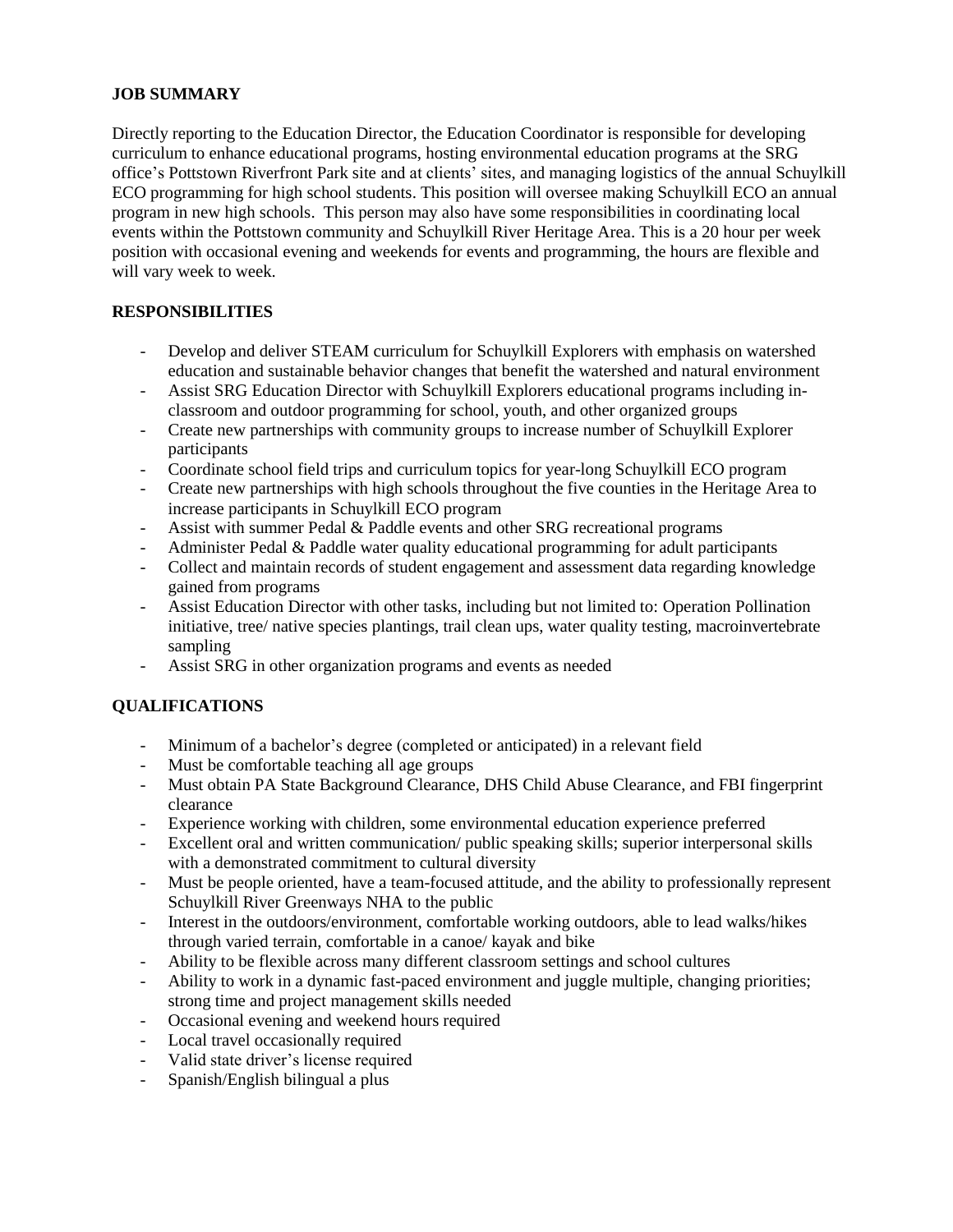## JOB SUMMARY

Directly reporting to the Education Director, the Education Coordinator is responsible for developing curriculum to enhance educational programs, hosting environmental education programs at the SRG office's Pottstown Riverfront Park site and at clients' sites, and managing logistics of the annual Schuylkill ECO programming for high school students. This position will oversee making Schuylkill ECO an annual program in new high schools. This person may also have some responsibilities in coordinating local events within the Pottstown community and Schuylkill River Heritage Area. This is a 20 hour per week position with occasional evening and weekends for events and programming, the hours are flexible and will vary week to week.

## RESPONSIBILITIES

- Develop and deliver STEAM curriculum for Schuylkill Explorers with emphasis on watershed education and sustainable behavior changes that benefit the watershed and natural environment
- Assist SRG Education Director with Schuylkill Explorers educational programs including in-classroom and outdoor programming for school, youth, and other organized groups
- Create new partnerships with community groups to increase number of Schuylkill Explorer participants
- Coordinate school field trips and curriculum topics for year-long Schuylkill ECO program
- Create new partnerships with high schools throughout the five counties in the Heritage Area to increase participants in Schuylkill ECO program
- Assist with summer Pedal & Paddle events and other SRG recreational programs
- Administer Pedal & Paddle water quality educational programming for adult participants
- Collect and maintain records of student engagement and assessment data regarding knowledge gained from programs
- Assist Education Director with other tasks, including but not limited to: Operation Pollination initiative, tree/ native species plantings, trail clean ups, water quality testing, macroinvertebrate sampling
- Assist SRG in other organization programs and events as needed

## QUALIFICATIONS

- Minimum of a bachelor's degree (completed or anticipated) in a relevant field
- Must be comfortable teaching all age groups
- Must obtain PA State Background Clearance, DHS Child Abuse Clearance, and FBI fingerprint clearance
- Experience working with children, some environmental education experience preferred
- Excellent oral and written communication/ public speaking skills; superior interpersonal skills with a demonstrated commitment to cultural diversity
- Must be people oriented, have a team-focused attitude, and the ability to professionally represent Schuylkill River Greenways NHA to the public
- Interest in the outdoors/environment, comfortable working outdoors, able to lead walks/hikes through varied terrain, comfortable in a canoe/ kayak and bike
- Ability to be flexible across many different classroom settings and school cultures
- Ability to work in a dynamic fast-paced environment and juggle multiple, changing priorities; strong time and project management skills needed
- Occasional evening and weekend hours required
- Local travel occasionally required
- Valid state driver's license required
- Spanish/English bilingual a plus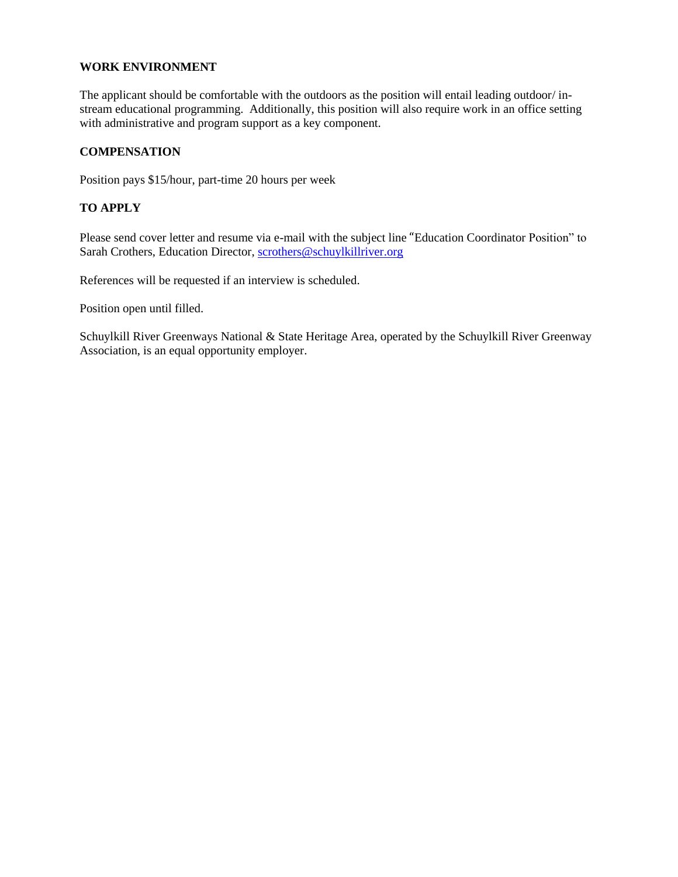**WORK ENVIRONMENT**

The applicant should be comfortable with the outdoors as the position will entail leading outdoor/ in-stream educational programming. Additionally, this position will also require work in an office setting with administrative and program support as a key component.

**COMPENSATION**

Position pays $15/hour, part-time 20 hours per week

**TO APPLY**

Please send cover letter and resume via e-mail with the subject line "Education Coordinator Position" to Sarah Crothers, Education Director, scrothers@schuylkillriver.org

References will be requested if an interview is scheduled.

Position open until filled.

Schuylkill River Greenways National & State Heritage Area, operated by the Schuylkill River Greenway Association, is an equal opportunity employer.